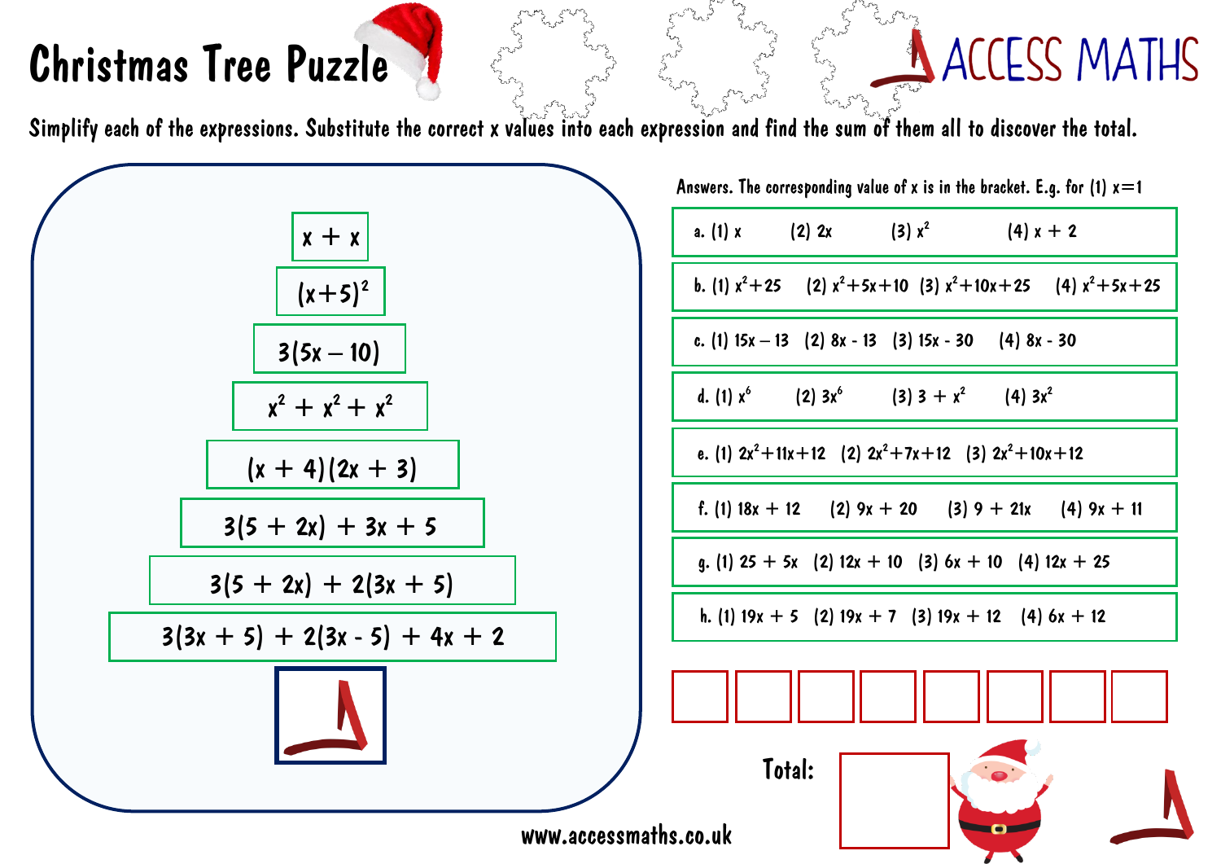# Christmas Tree Puzzle

ACCESS MATHS

Simplify each of the expressions. Substitute the correct x values into each expression and find the sum of them all to discover the total.

$x + x$

$(x+5)^2$

$3(5x – 10)$

$x^2 + x^2 + x^2$

$(x + 4)(2x + 3)$

$3(5 + 2x) + 3x + 5$

$3(5 + 2x) + 2(3x + 5)$

$3(3x + 5) + 2(3x - 5) + 4x + 2$

Answers. The corresponding value of x is in the bracket. E.g. for (1) x=1

| | | | | |
|---|---|---|---|---|
| a. | (1) $x$ | (2) $2x$ | (3) $x^2$ | (4) $x + 2$ |
| b. | (1) $x^2+25$ | (2) $x^2+5x+10$ | (3) $x^2+10x+25$ | (4) $x^2+5x+25$ |
| c. | (1) $15x – 13$ | (2) $8x - 13$ | (3) $15x - 30$ | (4) $8x - 30$ |
| d. | (1) $x^6$ | (2) $3x^6$ | (3) $3 + x^2$ | (4) $3x^2$ |
| e. | (1) $2x^2+11x+12$ | (2) $2x^2+7x+12$ | (3) $2x^2+10x+12$ | |
| f. | (1) $18x + 12$ | (2) $9x + 20$ | (3) $9 + 21x$ | (4) $9x + 11$ |
| g. | (1) $25 + 5x$ | (2) $12x + 10$ | (3) $6x + 10$ | (4) $12x + 25$ |
| h. | (1) $19x + 5$ | (2) $19x + 7$ | (3) $19x + 12$ | (4) $6x + 12$ |

| | | | | | | | |
|---|---|---|---|---|---|---|---|
| | | | | | | | |

Total:

www.accessmaths.co.uk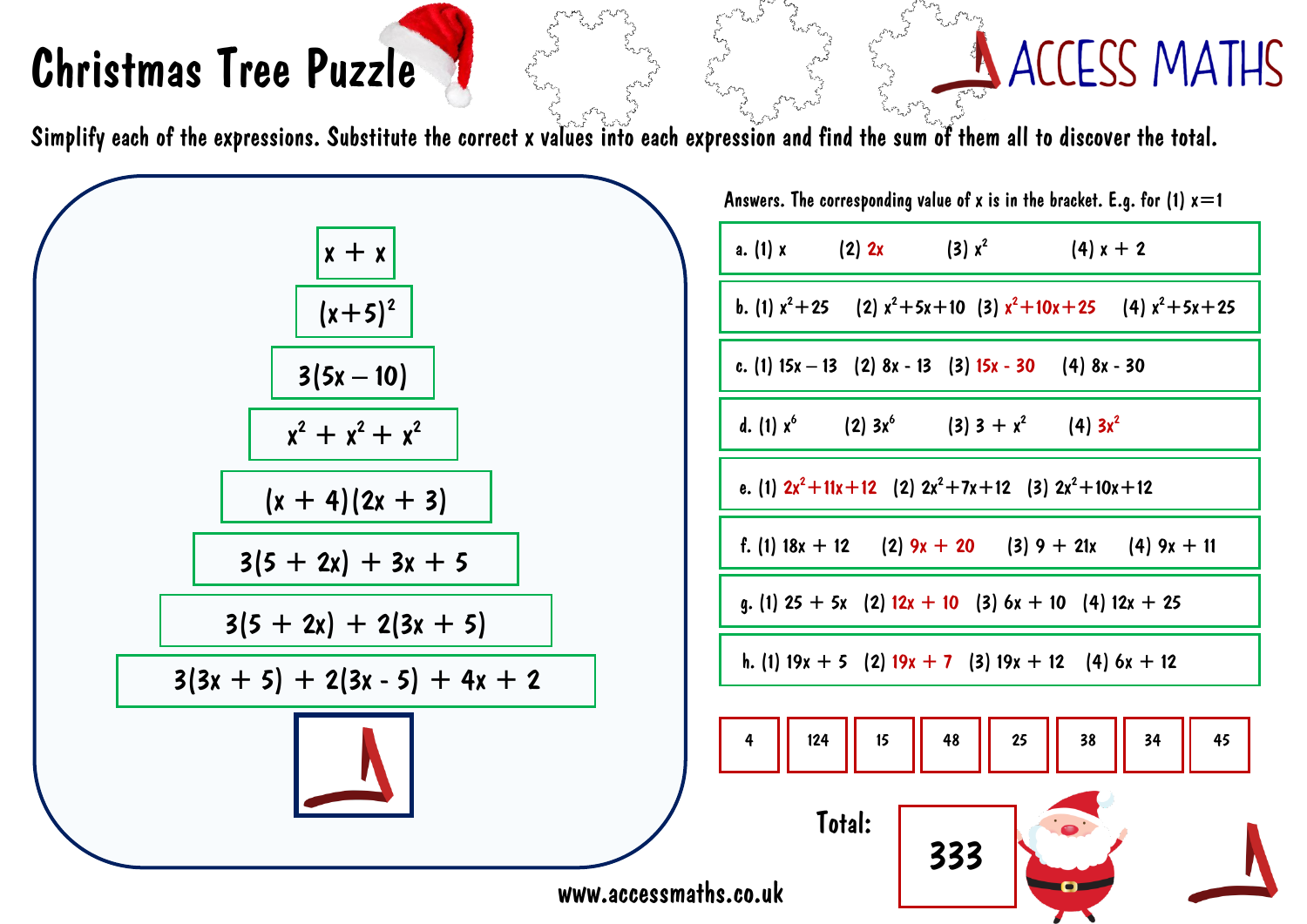# Christmas Tree Puzzle

ACCESS MATHS

Simplify each of the expressions. Substitute the correct x values into each expression and find the sum of them all to discover the total.

$x + x$

$(x+5)^2$

$3(5x - 10)$

$x^2 + x^2 + x^2$

$(x + 4)(2x + 3)$

$3(5 + 2x) + 3x + 5$

$3(5 + 2x) + 2(3x + 5)$

$3(3x + 5) + 2(3x - 5) + 4x + 2$

Answers. The corresponding value of x is in the bracket. E.g. for (1) x=1

a. (1) $x$ (2) $2x$ (3) $x^2$ (4) $x + 2$

b. (1) $x^2+25$ (2) $x^2+5x+10$ (3) $x^2+10x+25$ (4) $x^2+5x+25$

c. (1) $15x - 13$ (2) $8x - 13$ (3) $15x - 30$ (4) $8x - 30$

d. (1) $x^6$ (2) $3x^6$ (3) $3 + x^2$ (4) $3x^2$

e. (1) $2x^2+11x+12$ (2) $2x^2+7x+12$ (3) $2x^2+10x+12$

f. (1) $18x + 12$ (2) $9x + 20$ (3) $9 + 21x$ (4) $9x + 11$

g. (1) $25 + 5x$ (2) $12x + 10$ (3) $6x + 10$ (4) $12x + 25$

h. (1) $19x + 5$ (2) $19x + 7$ (3) $19x + 12$ (4) $6x + 12$

| 4 | 124 | 15 | 48 | 25 | 38 | 34 | 45 |
|---|---|---|---|---|---|---|---|

Total: 333

www.accessmaths.co.uk